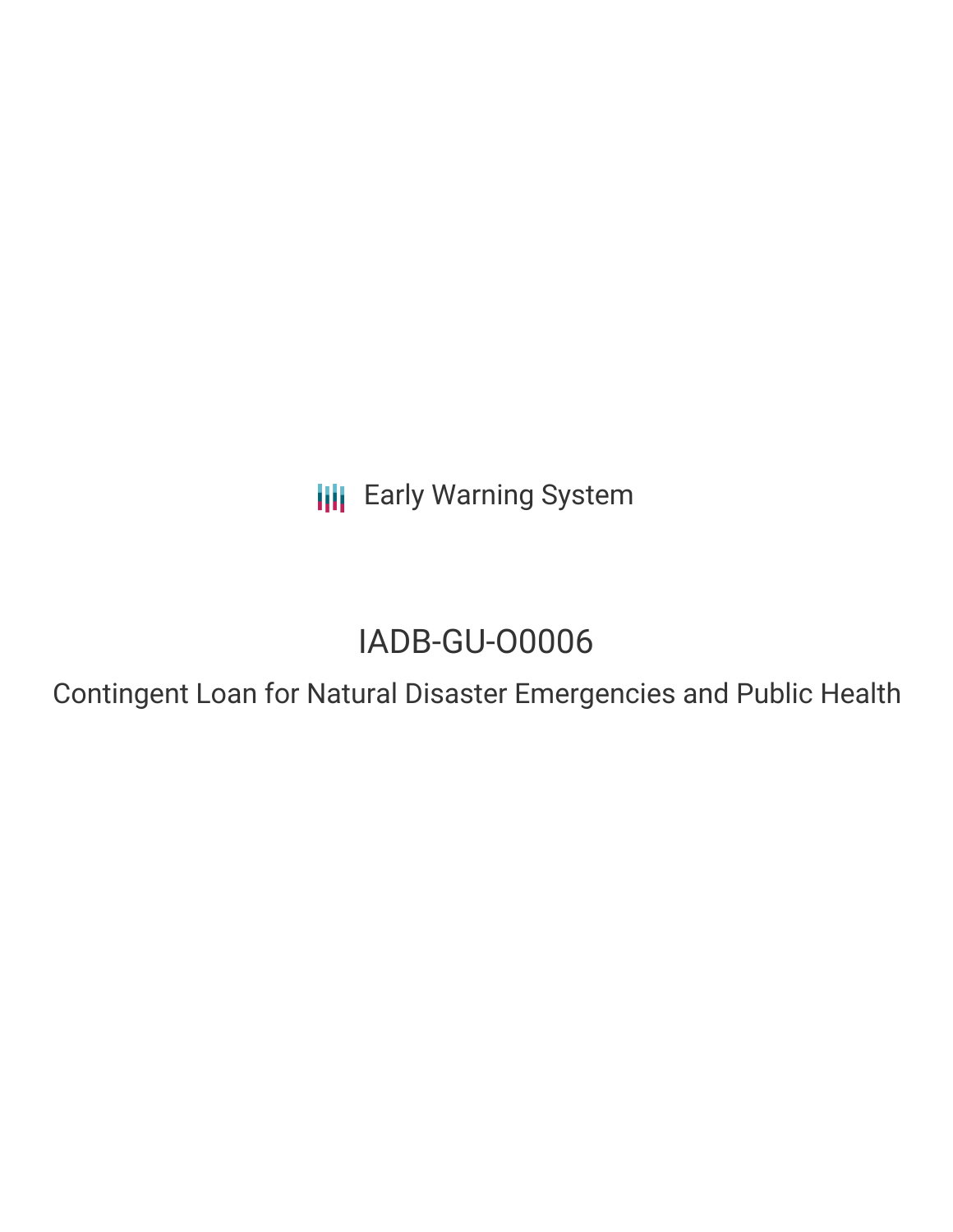Early Warning System

# IADB-GU-O0006

## Contingent Loan for Natural Disaster Emergencies and Public Health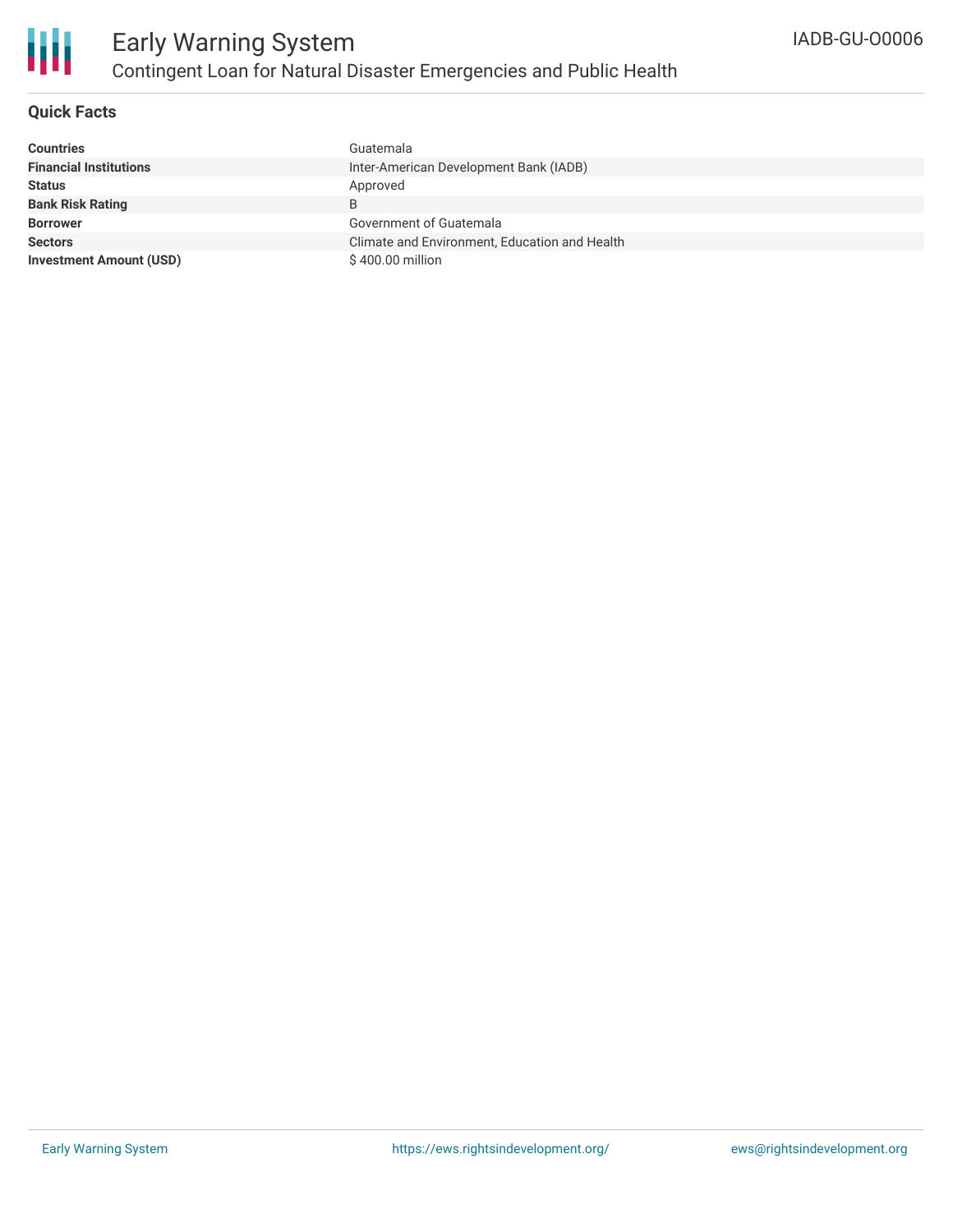## Quick Facts

| | |
|---|---|
| **Countries** | Guatemala |
| **Financial Institutions** | Inter-American Development Bank (IADB) |
| **Status** | Approved |
| **Bank Risk Rating** | B |
| **Borrower** | Government of Guatemala |
| **Sectors** | Climate and Environment, Education and Health |
| **Investment Amount (USD)** | $ 400.00 million |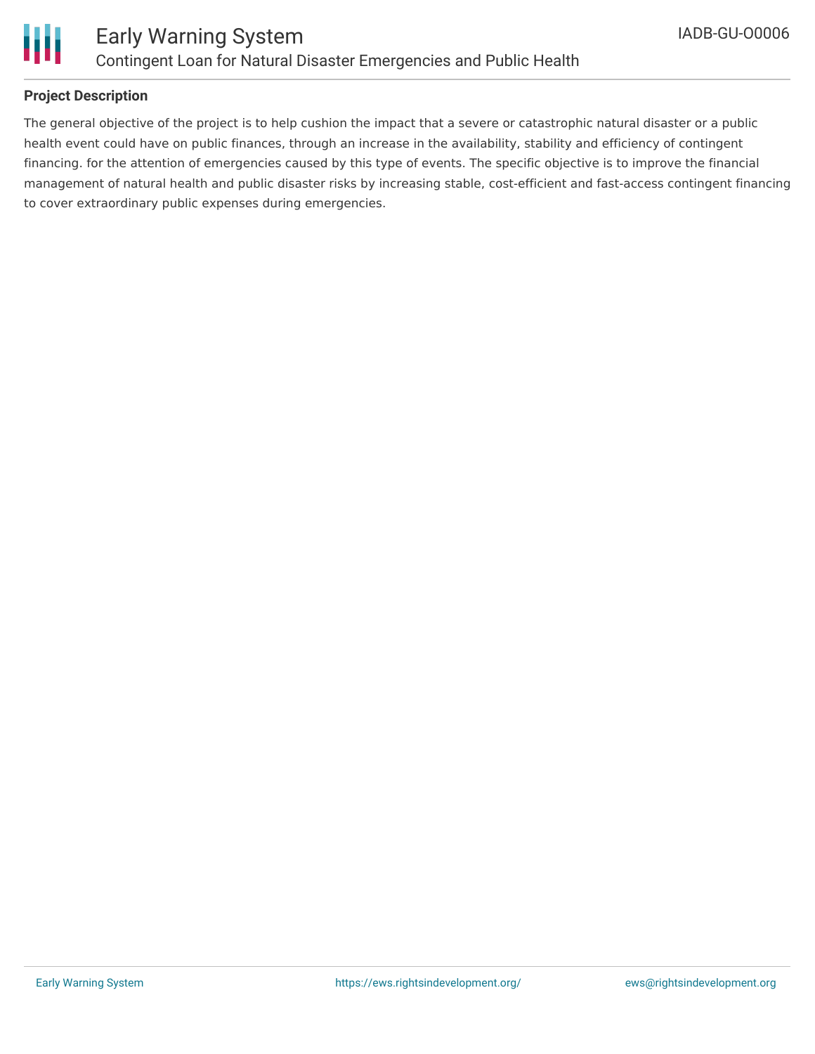## Project Description

The general objective of the project is to help cushion the impact that a severe or catastrophic natural disaster or a public health event could have on public finances, through an increase in the availability, stability and efficiency of contingent financing. for the attention of emergencies caused by this type of events. The specific objective is to improve the financial management of natural health and public disaster risks by increasing stable, cost-efficient and fast-access contingent financing to cover extraordinary public expenses during emergencies.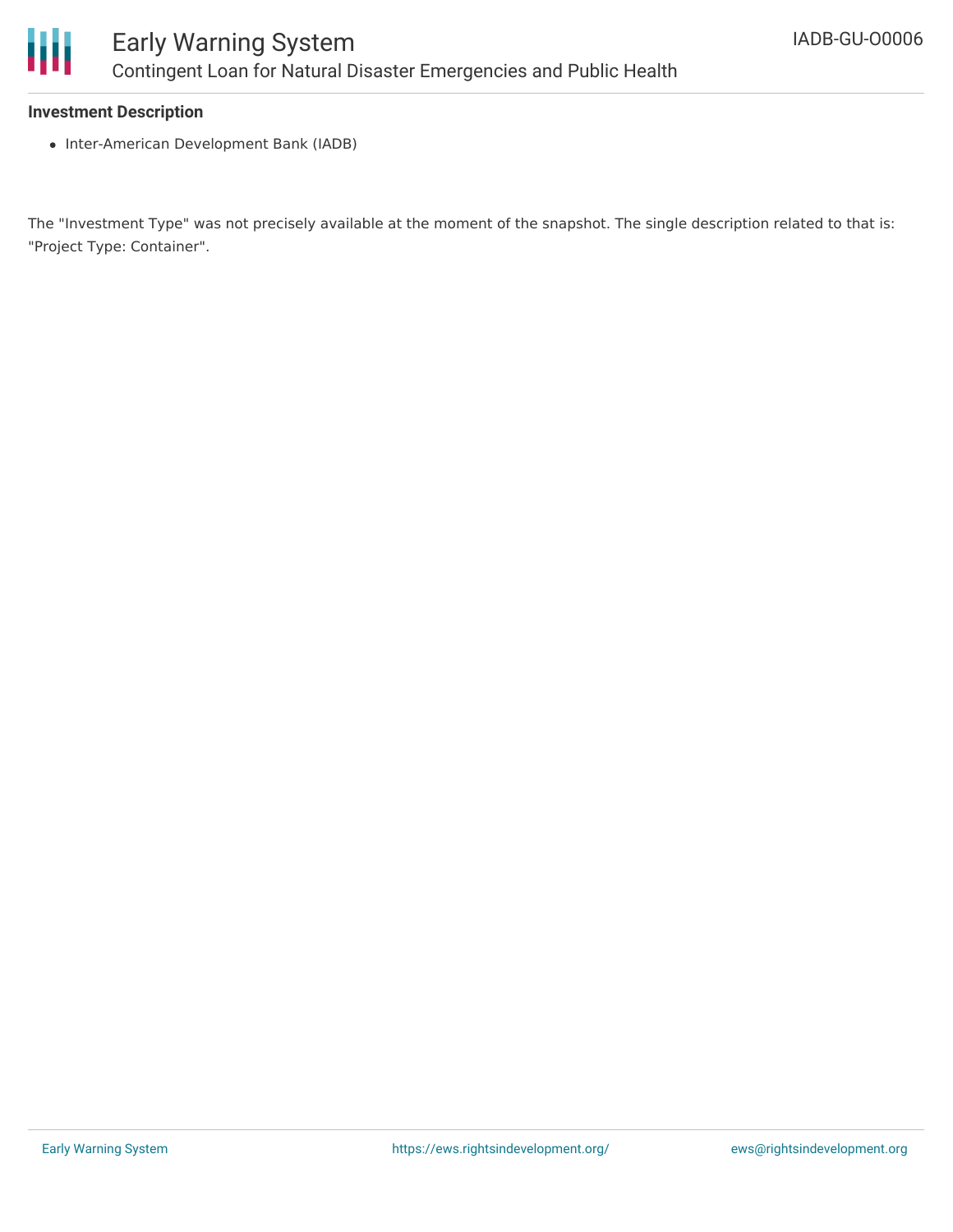**Investment Description**

- Inter-American Development Bank (IADB)

The "Investment Type" was not precisely available at the moment of the snapshot. The single description related to that is: "Project Type: Container".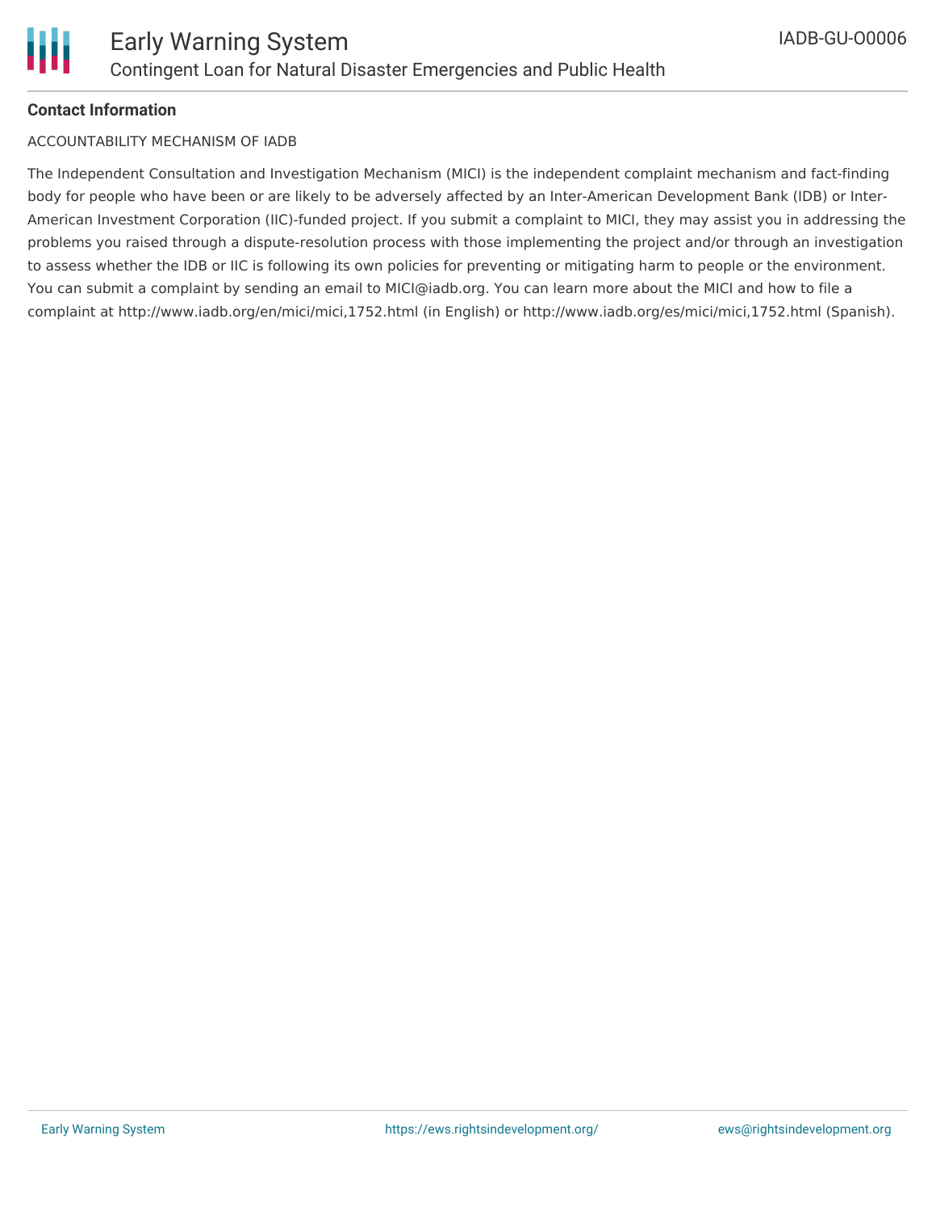**Contact Information**

ACCOUNTABILITY MECHANISM OF IADB

The Independent Consultation and Investigation Mechanism (MICI) is the independent complaint mechanism and fact-finding body for people who have been or are likely to be adversely affected by an Inter-American Development Bank (IDB) or Inter-American Investment Corporation (IIC)-funded project. If you submit a complaint to MICI, they may assist you in addressing the problems you raised through a dispute-resolution process with those implementing the project and/or through an investigation to assess whether the IDB or IIC is following its own policies for preventing or mitigating harm to people or the environment. You can submit a complaint by sending an email to MICI@iadb.org. You can learn more about the MICI and how to file a complaint at http://www.iadb.org/en/mici/mici,1752.html (in English) or http://www.iadb.org/es/mici/mici,1752.html (Spanish).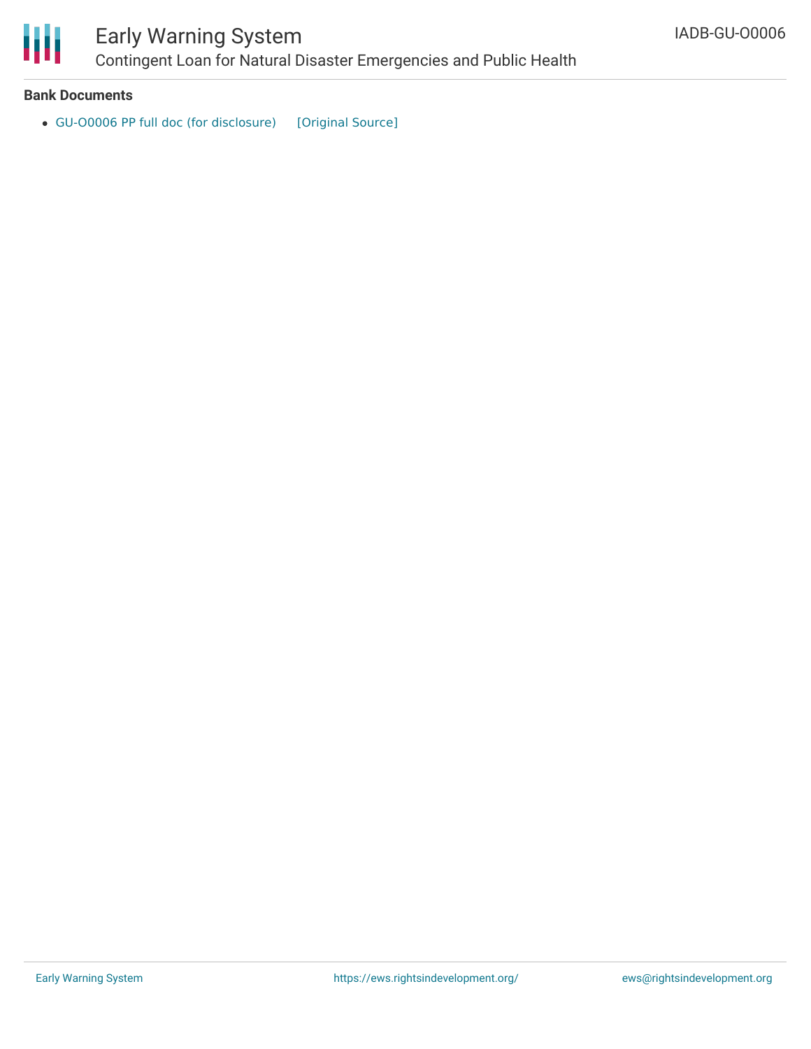## Bank Documents

- GU-O0006 PP full doc (for disclosure) [Original Source]